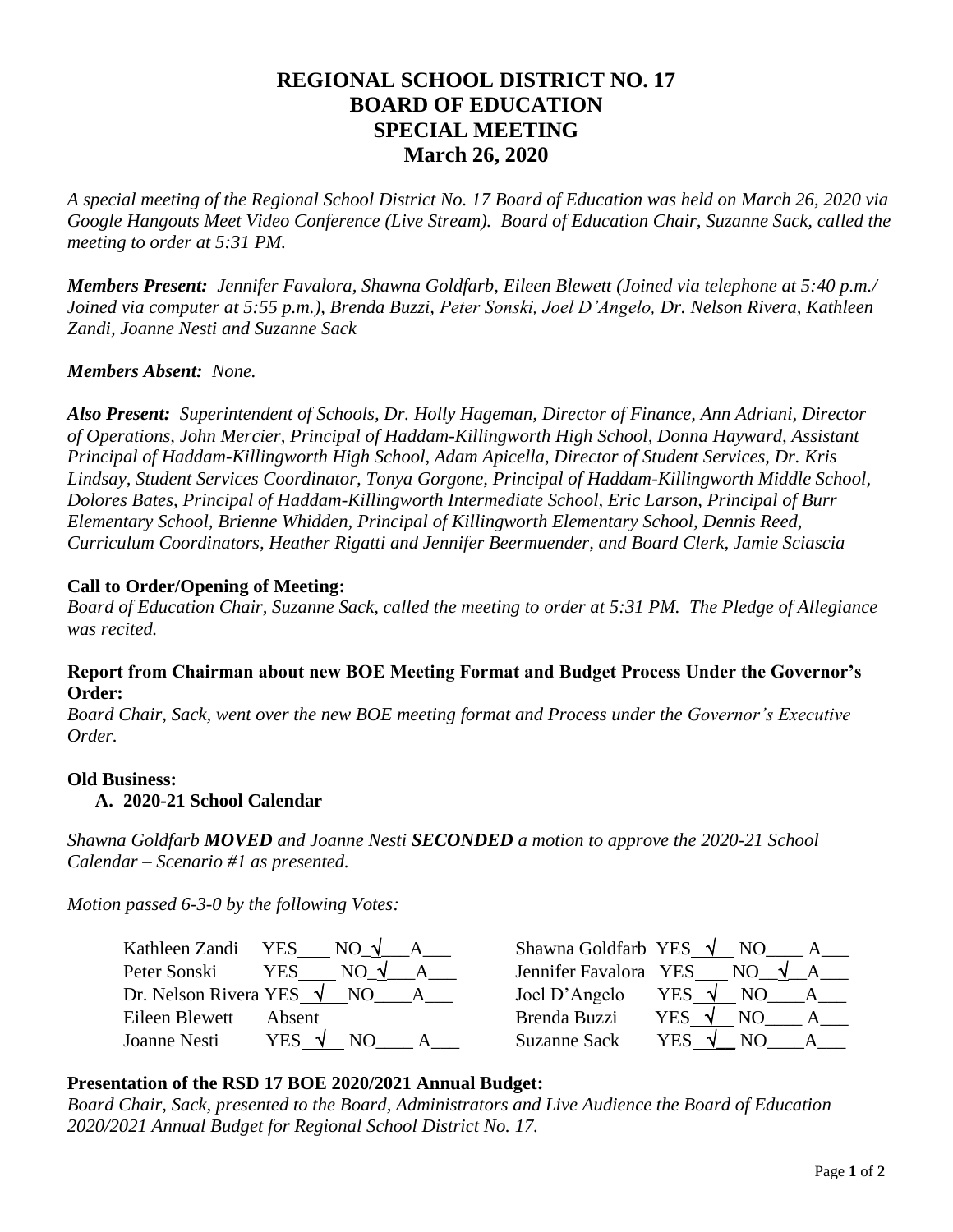# REGIONAL SCHOOL DISTRICT NO. 17
# BOARD OF EDUCATION
# SPECIAL MEETING
# March 26, 2020

*A special meeting of the Regional School District No. 17 Board of Education was held on March 26, 2020 via Google Hangouts Meet Video Conference (Live Stream). Board of Education Chair, Suzanne Sack, called the meeting to order at 5:31 PM.*

***Members Present:** Jennifer Favalora, Shawna Goldfarb, Eileen Blewett (Joined via telephone at 5:40 p.m./ Joined via computer at 5:55 p.m.), Brenda Buzzi, Peter Sonski, Joel D'Angelo, Dr. Nelson Rivera, Kathleen Zandi, Joanne Nesti and Suzanne Sack*

***Members Absent:** None.*

***Also Present:** Superintendent of Schools, Dr. Holly Hageman, Director of Finance, Ann Adriani, Director of Operations, John Mercier, Principal of Haddam-Killingworth High School, Donna Hayward, Assistant Principal of Haddam-Killingworth High School, Adam Apicella, Director of Student Services, Dr. Kris Lindsay, Student Services Coordinator, Tonya Gorgone, Principal of Haddam-Killingworth Middle School, Dolores Bates, Principal of Haddam-Killingworth Intermediate School, Eric Larson, Principal of Burr Elementary School, Brienne Whidden, Principal of Killingworth Elementary School, Dennis Reed, Curriculum Coordinators, Heather Rigatti and Jennifer Beermuender, and Board Clerk, Jamie Sciascia*

**Call to Order/Opening of Meeting:**
*Board of Education Chair, Suzanne Sack, called the meeting to order at 5:31 PM. The Pledge of Allegiance was recited.*

**Report from Chairman about new BOE Meeting Format and Budget Process Under the Governor's Order:**
*Board Chair, Sack, went over the new BOE meeting format and Process under the Governor's Executive Order.*

**Old Business:**

**A. 2020-21 School Calendar**

*Shawna Goldfarb **MOVED** and Joanne Nesti **SECONDED** a motion to approve the 2020-21 School Calendar – Scenario #1 as presented.*

*Motion passed 6-3-0 by the following Votes:*

| Member | YES | NO | A |
|---|---|---|---|
| Kathleen Zandi | | √ | |
| Peter Sonski | | √ | |
| Dr. Nelson Rivera | √ | | |
| Eileen Blewett | Absent | | |
| Joanne Nesti | √ | | |
| Shawna Goldfarb | √ | | |
| Jennifer Favalora | | √ | |
| Joel D'Angelo | √ | | |
| Brenda Buzzi | √ | | |
| Suzanne Sack | √ | | |

**Presentation of the RSD 17 BOE 2020/2021 Annual Budget:**
*Board Chair, Sack, presented to the Board, Administrators and Live Audience the Board of Education 2020/2021 Annual Budget for Regional School District No. 17.*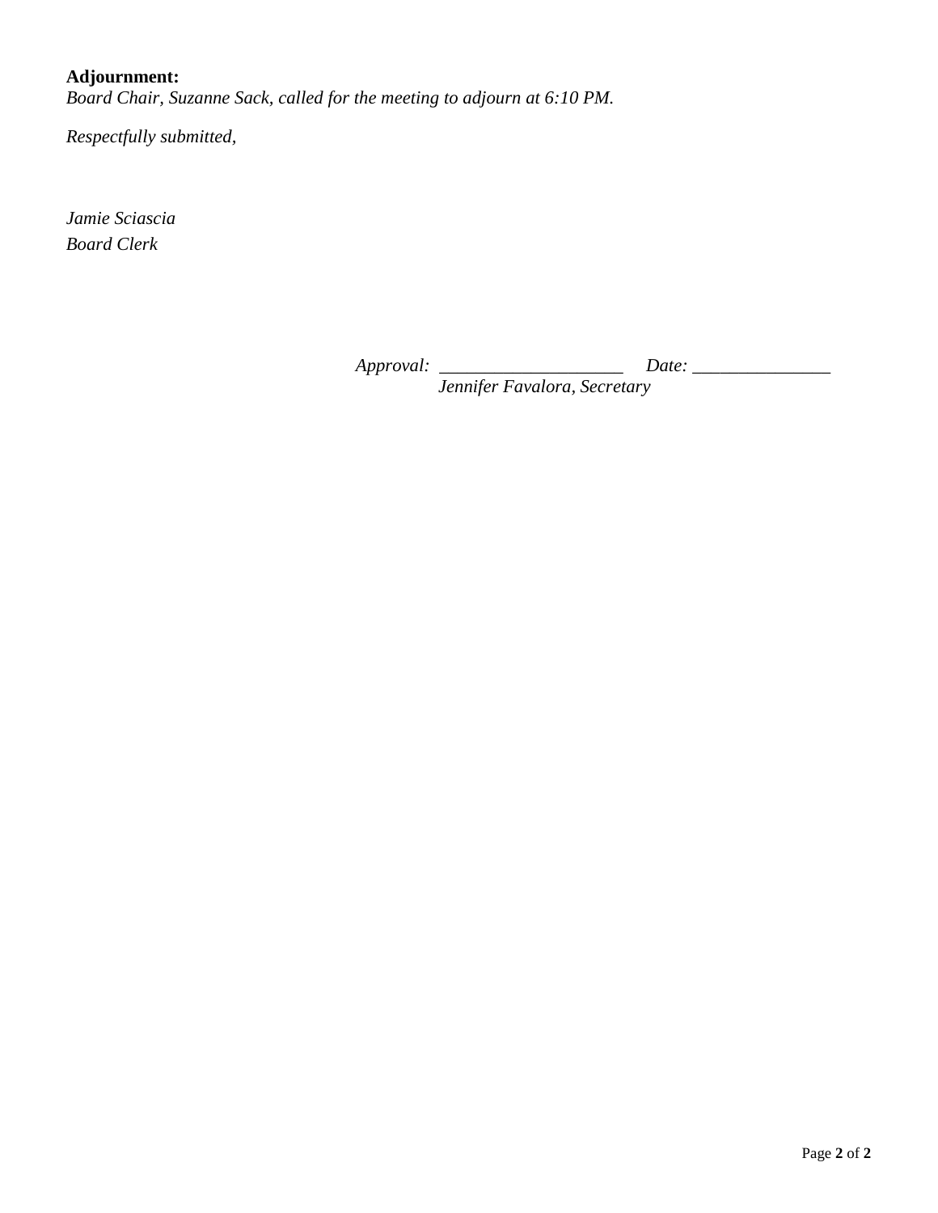**Adjournment:**
*Board Chair, Suzanne Sack, called for the meeting to adjourn at 6:10 PM.*

*Respectfully submitted,*

*Jamie Sciascia*
*Board Clerk*

*Approval:* ____________________ *Date:* _______________
*Jennifer Favalora, Secretary*